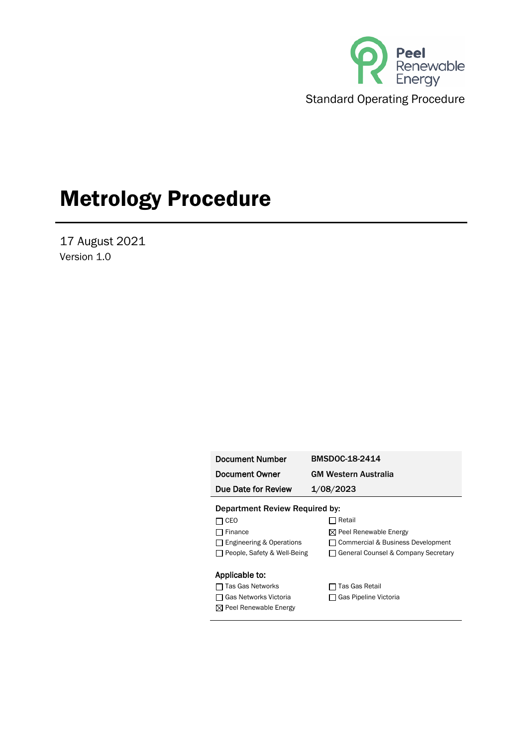Peel Renewable Energy

Standard Operating Procedure

# Metrology Procedure

17 August 2021

Version 1.0

| | |
|---|---|
| **Document Number** | **BMSDOC-18-2414** |
| **Document Owner** | **GM Western Australia** |
| **Due Date for Review** | **1/08/2023** |

**Department Review Required by:**

- ☐ CEO
- ☐ Retail
- ☐ Finance
- ☒ Peel Renewable Energy
- ☐ Engineering & Operations
- ☐ Commercial & Business Development
- ☐ People, Safety & Well-Being
- ☐ General Counsel & Company Secretary

**Applicable to:**

- ☐ Tas Gas Networks
- ☐ Tas Gas Retail
- ☐ Gas Networks Victoria
- ☐ Gas Pipeline Victoria
- ☒ Peel Renewable Energy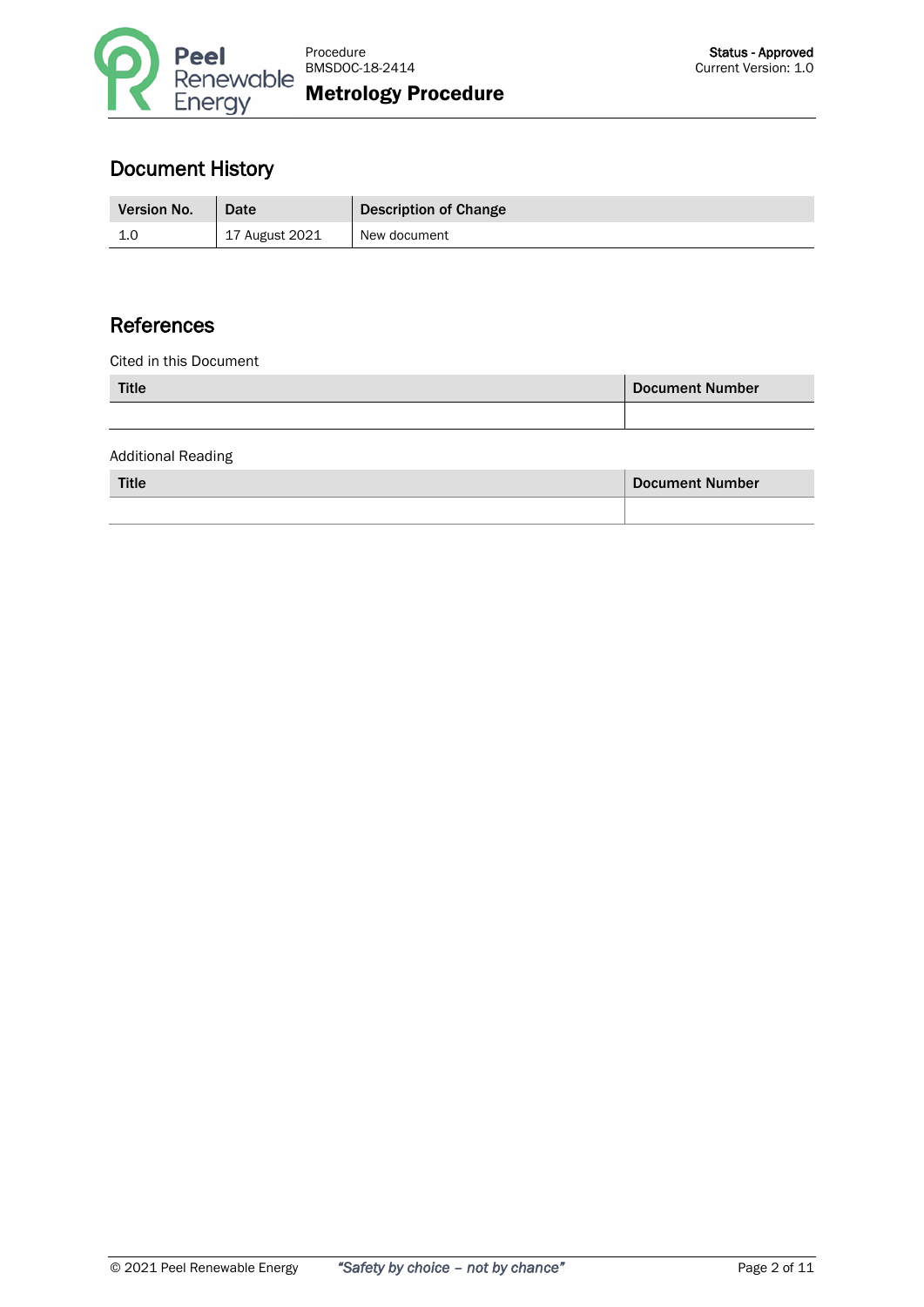## Document History

| Version No. | Date | Description of Change |
|---|---|---|
| 1.0 | 17 August 2021 | New document |

## References

Cited in this Document

| Title | Document Number |
|---|---|
| | |

Additional Reading

| Title | Document Number |
|---|---|
| | |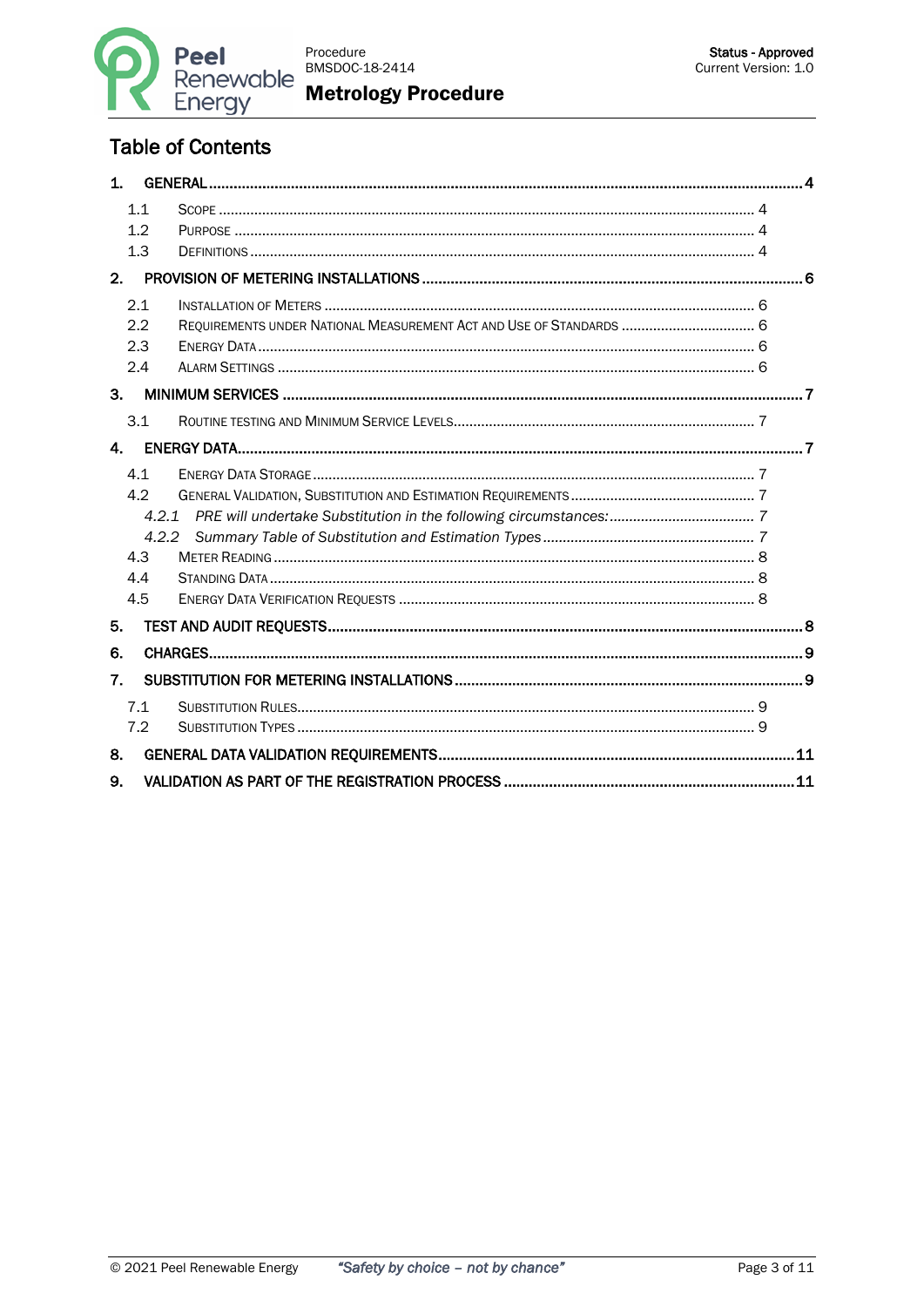# Table of Contents

1. GENERAL ..... 4
   - 1.1 Scope ..... 4
   - 1.2 Purpose ..... 4
   - 1.3 Definitions ..... 4
2. PROVISION OF METERING INSTALLATIONS ..... 6
   - 2.1 Installation of Meters ..... 6
   - 2.2 Requirements under National Measurement Act and Use of Standards ..... 6
   - 2.3 Energy Data ..... 6
   - 2.4 Alarm Settings ..... 6
3. MINIMUM SERVICES ..... 7
   - 3.1 Routine testing and Minimum Service Levels ..... 7
4. ENERGY DATA ..... 7
   - 4.1 Energy Data Storage ..... 7
   - 4.2 General Validation, Substitution and Estimation Requirements ..... 7
     - *4.2.1 PRE will undertake Substitution in the following circumstances: ..... 7*
     - *4.2.2 Summary Table of Substitution and Estimation Types ..... 7*
   - 4.3 Meter Reading ..... 8
   - 4.4 Standing Data ..... 8
   - 4.5 Energy Data Verification Requests ..... 8
5. TEST AND AUDIT REQUESTS ..... 8
6. CHARGES ..... 9
7. SUBSTITUTION FOR METERING INSTALLATIONS ..... 9
   - 7.1 Substitution Rules ..... 9
   - 7.2 Substitution Types ..... 9
8. GENERAL DATA VALIDATION REQUIREMENTS ..... 11
9. VALIDATION AS PART OF THE REGISTRATION PROCESS ..... 11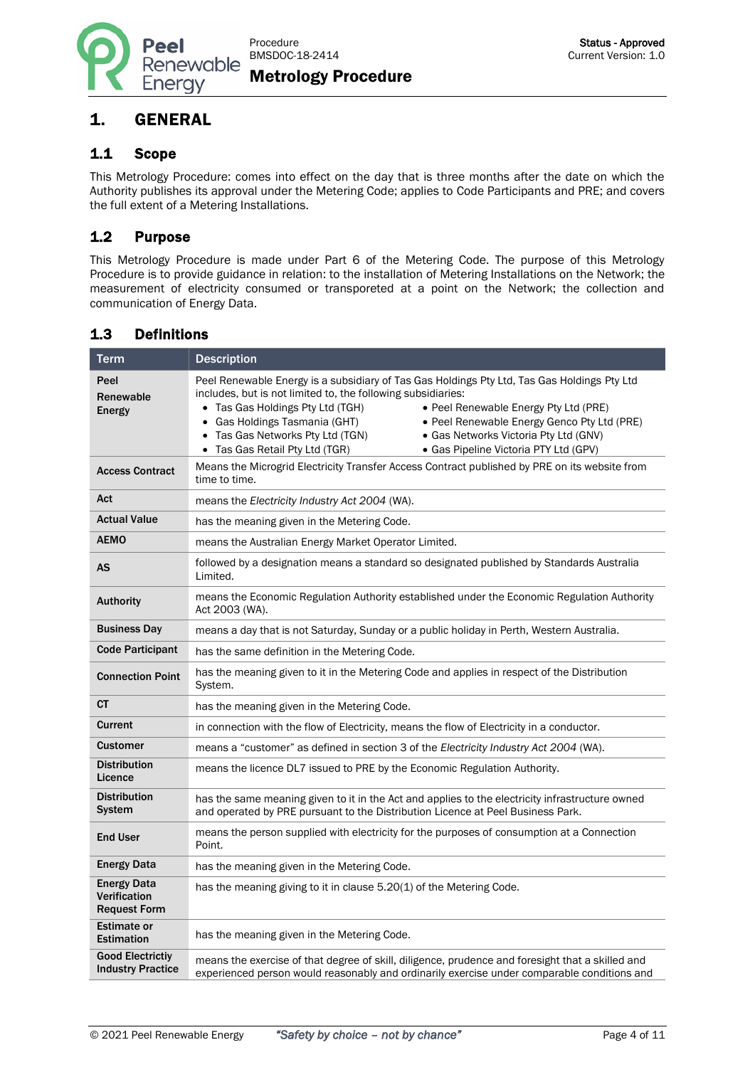# 1. GENERAL

## 1.1 Scope

This Metrology Procedure: comes into effect on the day that is three months after the date on which the Authority publishes its approval under the Metering Code; applies to Code Participants and PRE; and covers the full extent of a Metering Installations.

## 1.2 Purpose

This Metrology Procedure is made under Part 6 of the Metering Code. The purpose of this Metrology Procedure is to provide guidance in relation: to the installation of Metering Installations on the Network; the measurement of electricity consumed or transporeted at a point on the Network; the collection and communication of Energy Data.

## 1.3 Definitions

| Term | Description |
|---|---|
| **Peel Renewable Energy** | Peel Renewable Energy is a subsidiary of Tas Gas Holdings Pty Ltd, Tas Gas Holdings Pty Ltd includes, but is not limited to, the following subsidiaries:<br>• Tas Gas Holdings Pty Ltd (TGH)<br>• Gas Holdings Tasmania (GHT)<br>• Tas Gas Networks Pty Ltd (TGN)<br>• Tas Gas Retail Pty Ltd (TGR)<br>• Peel Renewable Energy Pty Ltd (PRE)<br>• Peel Renewable Energy Genco Pty Ltd (PRE)<br>• Gas Networks Victoria Pty Ltd (GNV)<br>• Gas Pipeline Victoria PTY Ltd (GPV) |
| **Access Contract** | Means the Microgrid Electricity Transfer Access Contract published by PRE on its website from time to time. |
| **Act** | means the *Electricity Industry Act 2004* (WA). |
| **Actual Value** | has the meaning given in the Metering Code. |
| **AEMO** | means the Australian Energy Market Operator Limited. |
| **AS** | followed by a designation means a standard so designated published by Standards Australia Limited. |
| **Authority** | means the Economic Regulation Authority established under the Economic Regulation Authority Act 2003 (WA). |
| **Business Day** | means a day that is not Saturday, Sunday or a public holiday in Perth, Western Australia. |
| **Code Participant** | has the same definition in the Metering Code. |
| **Connection Point** | has the meaning given to it in the Metering Code and applies in respect of the Distribution System. |
| **CT** | has the meaning given in the Metering Code. |
| **Current** | in connection with the flow of Electricity, means the flow of Electricity in a conductor. |
| **Customer** | means a "customer" as defined in section 3 of the *Electricity Industry Act 2004* (WA). |
| **Distribution Licence** | means the licence DL7 issued to PRE by the Economic Regulation Authority. |
| **Distribution System** | has the same meaning given to it in the Act and applies to the electricity infrastructure owned and operated by PRE pursuant to the Distribution Licence at Peel Business Park. |
| **End User** | means the person supplied with electricity for the purposes of consumption at a Connection Point. |
| **Energy Data** | has the meaning given in the Metering Code. |
| **Energy Data Verification Request Form** | has the meaning giving to it in clause 5.20(1) of the Metering Code. |
| **Estimate or Estimation** | has the meaning given in the Metering Code. |
| **Good Electrictiy Industry Practice** | means the exercise of that degree of skill, diligence, prudence and foresight that a skilled and experienced person would reasonably and ordinarily exercise under comparable conditions and |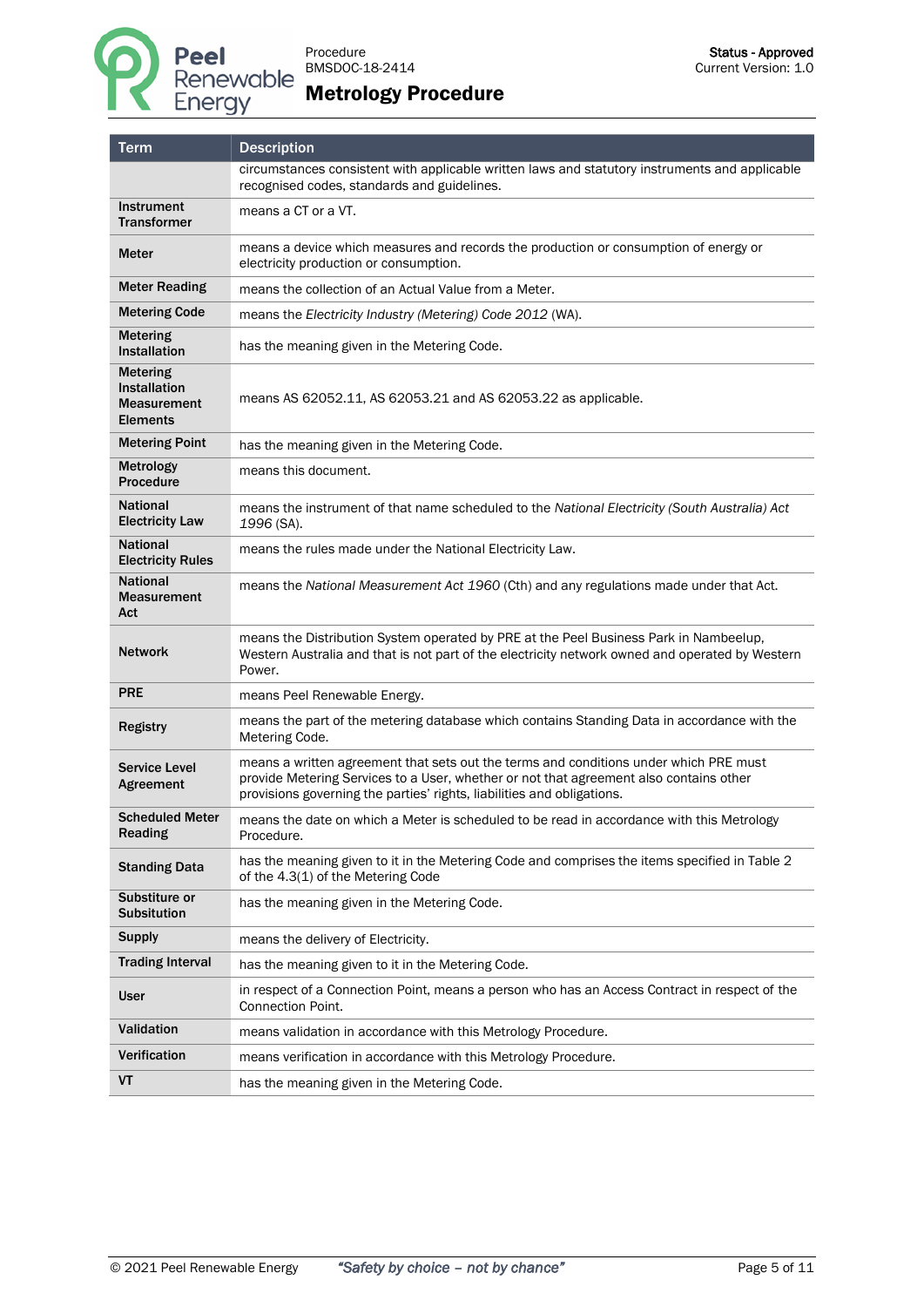| Term | Description |
|---|---|
| | circumstances consistent with applicable written laws and statutory instruments and applicable recognised codes, standards and guidelines. |
| **Instrument Transformer** | means a CT or a VT. |
| **Meter** | means a device which measures and records the production or consumption of energy or electricity production or consumption. |
| **Meter Reading** | means the collection of an Actual Value from a Meter. |
| **Metering Code** | means the *Electricity Industry (Metering) Code 2012* (WA). |
| **Metering Installation** | has the meaning given in the Metering Code. |
| **Metering Installation Measurement Elements** | means AS 62052.11, AS 62053.21 and AS 62053.22 as applicable. |
| **Metering Point** | has the meaning given in the Metering Code. |
| **Metrology Procedure** | means this document. |
| **National Electricity Law** | means the instrument of that name scheduled to the *National Electricity (South Australia) Act 1996* (SA). |
| **National Electricity Rules** | means the rules made under the National Electricity Law. |
| **National Measurement Act** | means the *National Measurement Act 1960* (Cth) and any regulations made under that Act. |
| **Network** | means the Distribution System operated by PRE at the Peel Business Park in Nambeelup, Western Australia and that is not part of the electricity network owned and operated by Western Power. |
| **PRE** | means Peel Renewable Energy. |
| **Registry** | means the part of the metering database which contains Standing Data in accordance with the Metering Code. |
| **Service Level Agreement** | means a written agreement that sets out the terms and conditions under which PRE must provide Metering Services to a User, whether or not that agreement also contains other provisions governing the parties' rights, liabilities and obligations. |
| **Scheduled Meter Reading** | means the date on which a Meter is scheduled to be read in accordance with this Metrology Procedure. |
| **Standing Data** | has the meaning given to it in the Metering Code and comprises the items specified in Table 2 of the 4.3(1) of the Metering Code |
| **Substiture or Subsitution** | has the meaning given in the Metering Code. |
| **Supply** | means the delivery of Electricity. |
| **Trading Interval** | has the meaning given to it in the Metering Code. |
| **User** | in respect of a Connection Point, means a person who has an Access Contract in respect of the Connection Point. |
| **Validation** | means validation in accordance with this Metrology Procedure. |
| **Verification** | means verification in accordance with this Metrology Procedure. |
| **VT** | has the meaning given in the Metering Code. |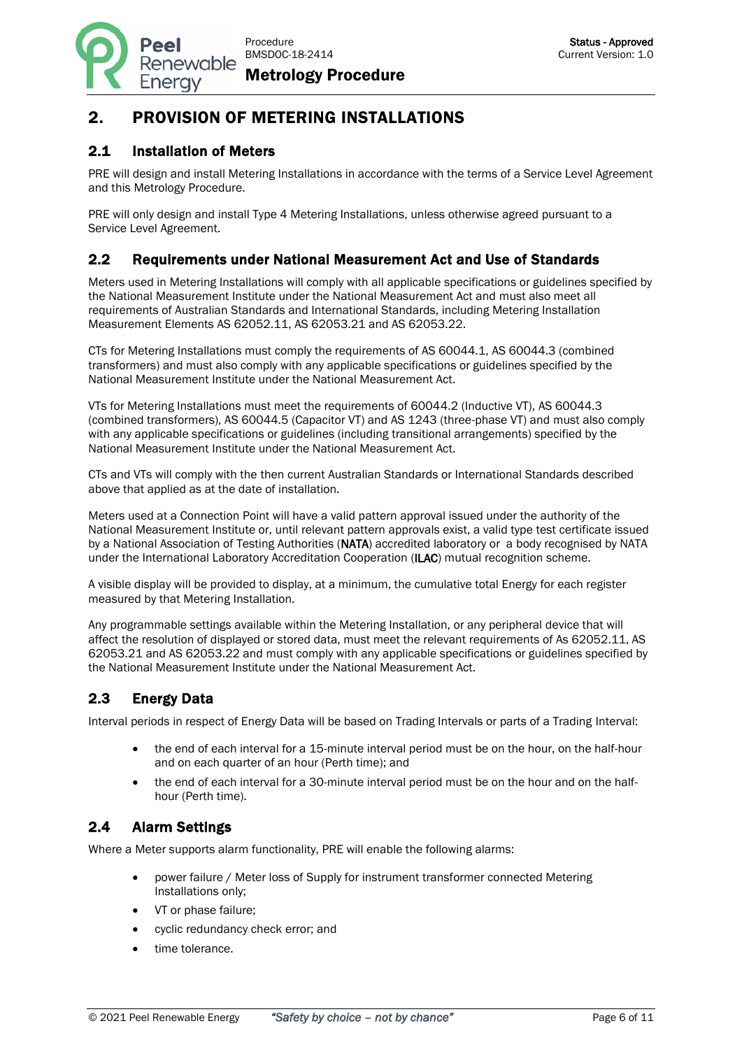## 2. PROVISION OF METERING INSTALLATIONS

### 2.1 Installation of Meters

PRE will design and install Metering Installations in accordance with the terms of a Service Level Agreement and this Metrology Procedure.

PRE will only design and install Type 4 Metering Installations, unless otherwise agreed pursuant to a Service Level Agreement.

### 2.2 Requirements under National Measurement Act and Use of Standards

Meters used in Metering Installations will comply with all applicable specifications or guidelines specified by the National Measurement Institute under the National Measurement Act and must also meet all requirements of Australian Standards and International Standards, including Metering Installation Measurement Elements AS 62052.11, AS 62053.21 and AS 62053.22.

CTs for Metering Installations must comply the requirements of AS 60044.1, AS 60044.3 (combined transformers) and must also comply with any applicable specifications or guidelines specified by the National Measurement Institute under the National Measurement Act.

VTs for Metering Installations must meet the requirements of 60044.2 (Inductive VT), AS 60044.3 (combined transformers), AS 60044.5 (Capacitor VT) and AS 1243 (three-phase VT) and must also comply with any applicable specifications or guidelines (including transitional arrangements) specified by the National Measurement Institute under the National Measurement Act.

CTs and VTs will comply with the then current Australian Standards or International Standards described above that applied as at the date of installation.

Meters used at a Connection Point will have a valid pattern approval issued under the authority of the National Measurement Institute or, until relevant pattern approvals exist, a valid type test certificate issued by a National Association of Testing Authorities (**NATA**) accredited laboratory or a body recognised by NATA under the International Laboratory Accreditation Cooperation (**ILAC**) mutual recognition scheme.

A visible display will be provided to display, at a minimum, the cumulative total Energy for each register measured by that Metering Installation.

Any programmable settings available within the Metering Installation, or any peripheral device that will affect the resolution of displayed or stored data, must meet the relevant requirements of As 62052.11, AS 62053.21 and AS 62053.22 and must comply with any applicable specifications or guidelines specified by the National Measurement Institute under the National Measurement Act.

### 2.3 Energy Data

Interval periods in respect of Energy Data will be based on Trading Intervals or parts of a Trading Interval:

- the end of each interval for a 15-minute interval period must be on the hour, on the half-hour and on each quarter of an hour (Perth time); and
- the end of each interval for a 30-minute interval period must be on the hour and on the half-hour (Perth time).

### 2.4 Alarm Settings

Where a Meter supports alarm functionality, PRE will enable the following alarms:

- power failure / Meter loss of Supply for instrument transformer connected Metering Installations only;
- VT or phase failure;
- cyclic redundancy check error; and
- time tolerance.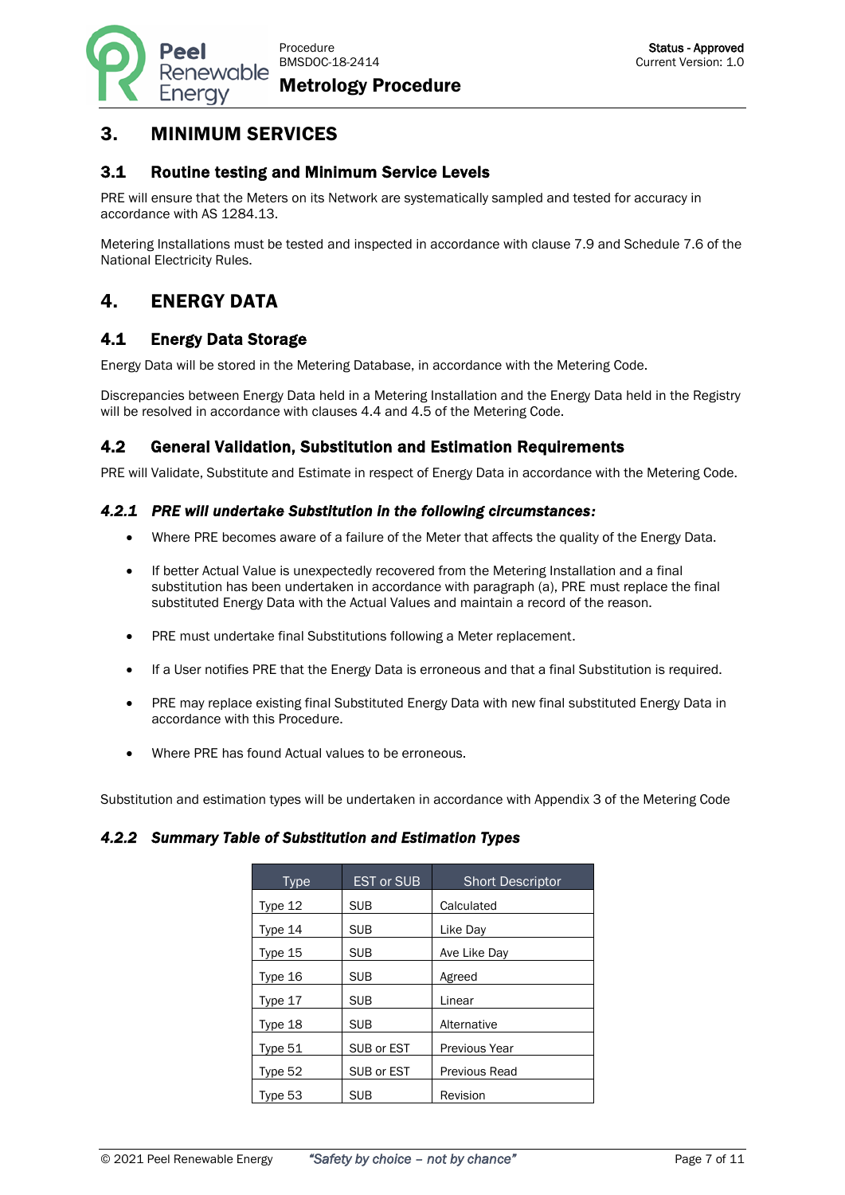# 3. MINIMUM SERVICES

## 3.1 Routine testing and Minimum Service Levels

PRE will ensure that the Meters on its Network are systematically sampled and tested for accuracy in accordance with AS 1284.13.

Metering Installations must be tested and inspected in accordance with clause 7.9 and Schedule 7.6 of the National Electricity Rules.

# 4. ENERGY DATA

## 4.1 Energy Data Storage

Energy Data will be stored in the Metering Database, in accordance with the Metering Code.

Discrepancies between Energy Data held in a Metering Installation and the Energy Data held in the Registry will be resolved in accordance with clauses 4.4 and 4.5 of the Metering Code.

## 4.2 General Validation, Substitution and Estimation Requirements

PRE will Validate, Substitute and Estimate in respect of Energy Data in accordance with the Metering Code.

### *4.2.1 PRE will undertake Substitution in the following circumstances:*

- Where PRE becomes aware of a failure of the Meter that affects the quality of the Energy Data.
- If better Actual Value is unexpectedly recovered from the Metering Installation and a final substitution has been undertaken in accordance with paragraph (a), PRE must replace the final substituted Energy Data with the Actual Values and maintain a record of the reason.
- PRE must undertake final Substitutions following a Meter replacement.
- If a User notifies PRE that the Energy Data is erroneous and that a final Substitution is required.
- PRE may replace existing final Substituted Energy Data with new final substituted Energy Data in accordance with this Procedure.
- Where PRE has found Actual values to be erroneous.

Substitution and estimation types will be undertaken in accordance with Appendix 3 of the Metering Code

### *4.2.2 Summary Table of Substitution and Estimation Types*

| Type | EST or SUB | Short Descriptor |
|---|---|---|
| Type 12 | SUB | Calculated |
| Type 14 | SUB | Like Day |
| Type 15 | SUB | Ave Like Day |
| Type 16 | SUB | Agreed |
| Type 17 | SUB | Linear |
| Type 18 | SUB | Alternative |
| Type 51 | SUB or EST | Previous Year |
| Type 52 | SUB or EST | Previous Read |
| Type 53 | SUB | Revision |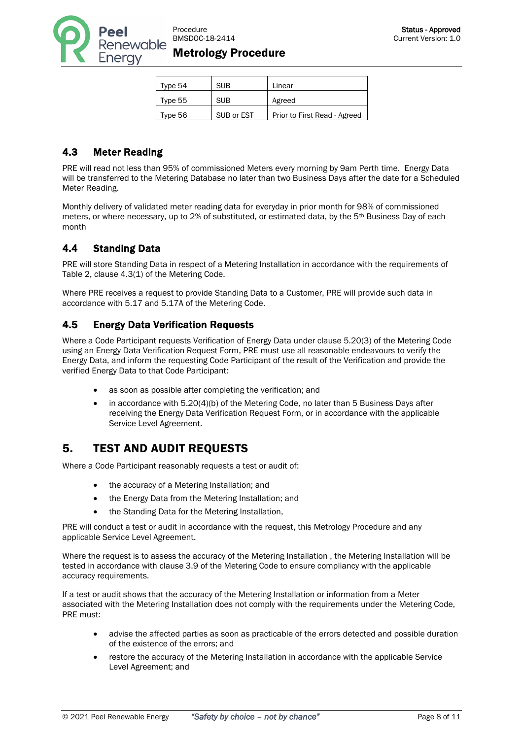| | | |
|---|---|---|
| Type 54 | SUB | Linear |
| Type 55 | SUB | Agreed |
| Type 56 | SUB or EST | Prior to First Read - Agreed |

## 4.3 Meter Reading

PRE will read not less than 95% of commissioned Meters every morning by 9am Perth time. Energy Data will be transferred to the Metering Database no later than two Business Days after the date for a Scheduled Meter Reading.

Monthly delivery of validated meter reading data for everyday in prior month for 98% of commissioned meters, or where necessary, up to 2% of substituted, or estimated data, by the 5th Business Day of each month

## 4.4 Standing Data

PRE will store Standing Data in respect of a Metering Installation in accordance with the requirements of Table 2, clause 4.3(1) of the Metering Code.

Where PRE receives a request to provide Standing Data to a Customer, PRE will provide such data in accordance with 5.17 and 5.17A of the Metering Code.

## 4.5 Energy Data Verification Requests

Where a Code Participant requests Verification of Energy Data under clause 5.20(3) of the Metering Code using an Energy Data Verification Request Form, PRE must use all reasonable endeavours to verify the Energy Data, and inform the requesting Code Participant of the result of the Verification and provide the verified Energy Data to that Code Participant:

- as soon as possible after completing the verification; and
- in accordance with 5.20(4)(b) of the Metering Code, no later than 5 Business Days after receiving the Energy Data Verification Request Form, or in accordance with the applicable Service Level Agreement.

# 5. TEST AND AUDIT REQUESTS

Where a Code Participant reasonably requests a test or audit of:

- the accuracy of a Metering Installation; and
- the Energy Data from the Metering Installation; and
- the Standing Data for the Metering Installation,

PRE will conduct a test or audit in accordance with the request, this Metrology Procedure and any applicable Service Level Agreement.

Where the request is to assess the accuracy of the Metering Installation , the Metering Installation will be tested in accordance with clause 3.9 of the Metering Code to ensure compliancy with the applicable accuracy requirements.

If a test or audit shows that the accuracy of the Metering Installation or information from a Meter associated with the Metering Installation does not comply with the requirements under the Metering Code, PRE must:

- advise the affected parties as soon as practicable of the errors detected and possible duration of the existence of the errors; and
- restore the accuracy of the Metering Installation in accordance with the applicable Service Level Agreement; and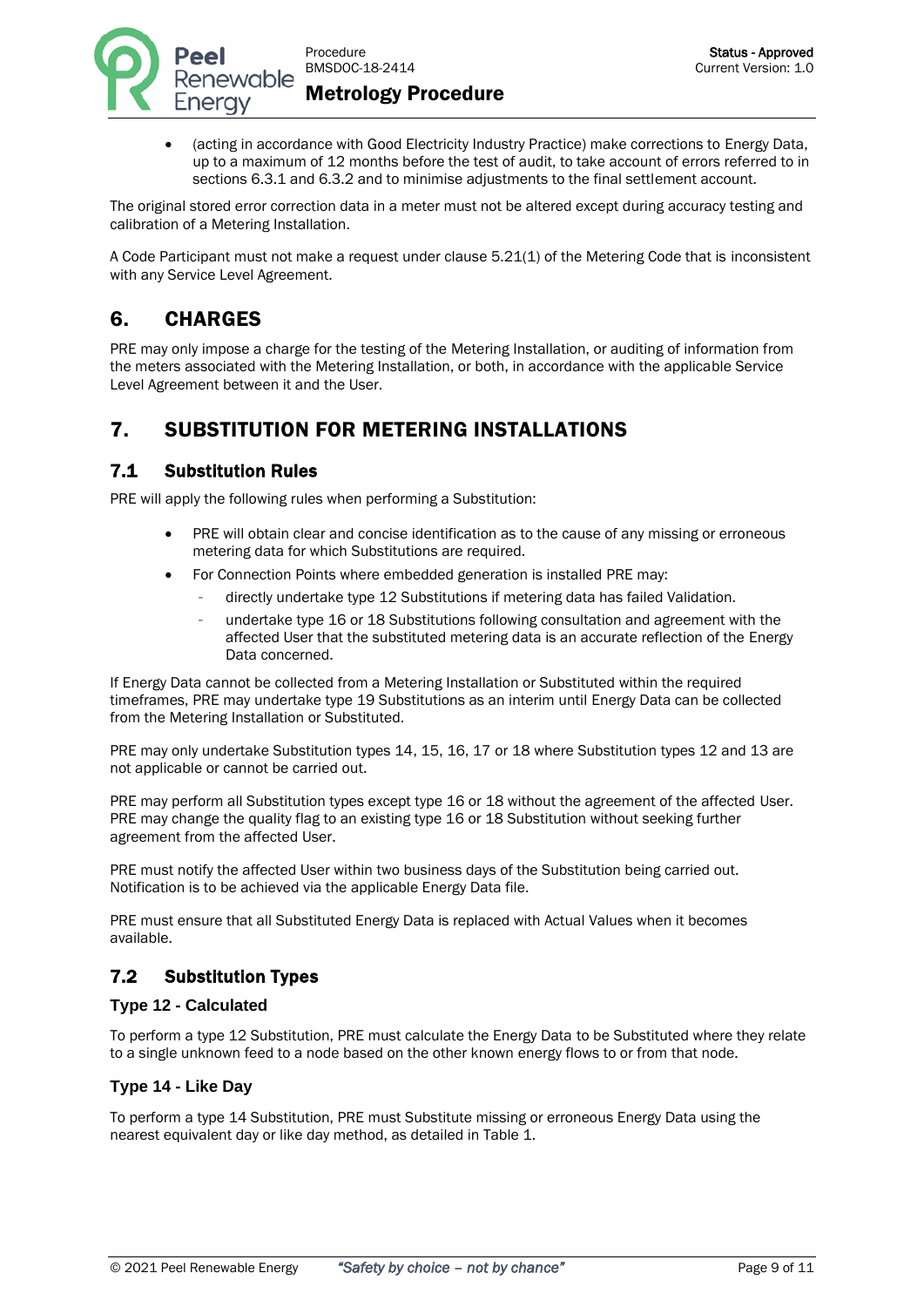- (acting in accordance with Good Electricity Industry Practice) make corrections to Energy Data, up to a maximum of 12 months before the test of audit, to take account of errors referred to in sections 6.3.1 and 6.3.2 and to minimise adjustments to the final settlement account.

The original stored error correction data in a meter must not be altered except during accuracy testing and calibration of a Metering Installation.

A Code Participant must not make a request under clause 5.21(1) of the Metering Code that is inconsistent with any Service Level Agreement.

# 6. CHARGES

PRE may only impose a charge for the testing of the Metering Installation, or auditing of information from the meters associated with the Metering Installation, or both, in accordance with the applicable Service Level Agreement between it and the User.

# 7. SUBSTITUTION FOR METERING INSTALLATIONS

## 7.1 Substitution Rules

PRE will apply the following rules when performing a Substitution:

- PRE will obtain clear and concise identification as to the cause of any missing or erroneous metering data for which Substitutions are required.
- For Connection Points where embedded generation is installed PRE may:
  - directly undertake type 12 Substitutions if metering data has failed Validation.
  - undertake type 16 or 18 Substitutions following consultation and agreement with the affected User that the substituted metering data is an accurate reflection of the Energy Data concerned.

If Energy Data cannot be collected from a Metering Installation or Substituted within the required timeframes, PRE may undertake type 19 Substitutions as an interim until Energy Data can be collected from the Metering Installation or Substituted.

PRE may only undertake Substitution types 14, 15, 16, 17 or 18 where Substitution types 12 and 13 are not applicable or cannot be carried out.

PRE may perform all Substitution types except type 16 or 18 without the agreement of the affected User. PRE may change the quality flag to an existing type 16 or 18 Substitution without seeking further agreement from the affected User.

PRE must notify the affected User within two business days of the Substitution being carried out. Notification is to be achieved via the applicable Energy Data file.

PRE must ensure that all Substituted Energy Data is replaced with Actual Values when it becomes available.

## 7.2 Substitution Types

### Type 12 - Calculated

To perform a type 12 Substitution, PRE must calculate the Energy Data to be Substituted where they relate to a single unknown feed to a node based on the other known energy flows to or from that node.

### Type 14 - Like Day

To perform a type 14 Substitution, PRE must Substitute missing or erroneous Energy Data using the nearest equivalent day or like day method, as detailed in Table 1.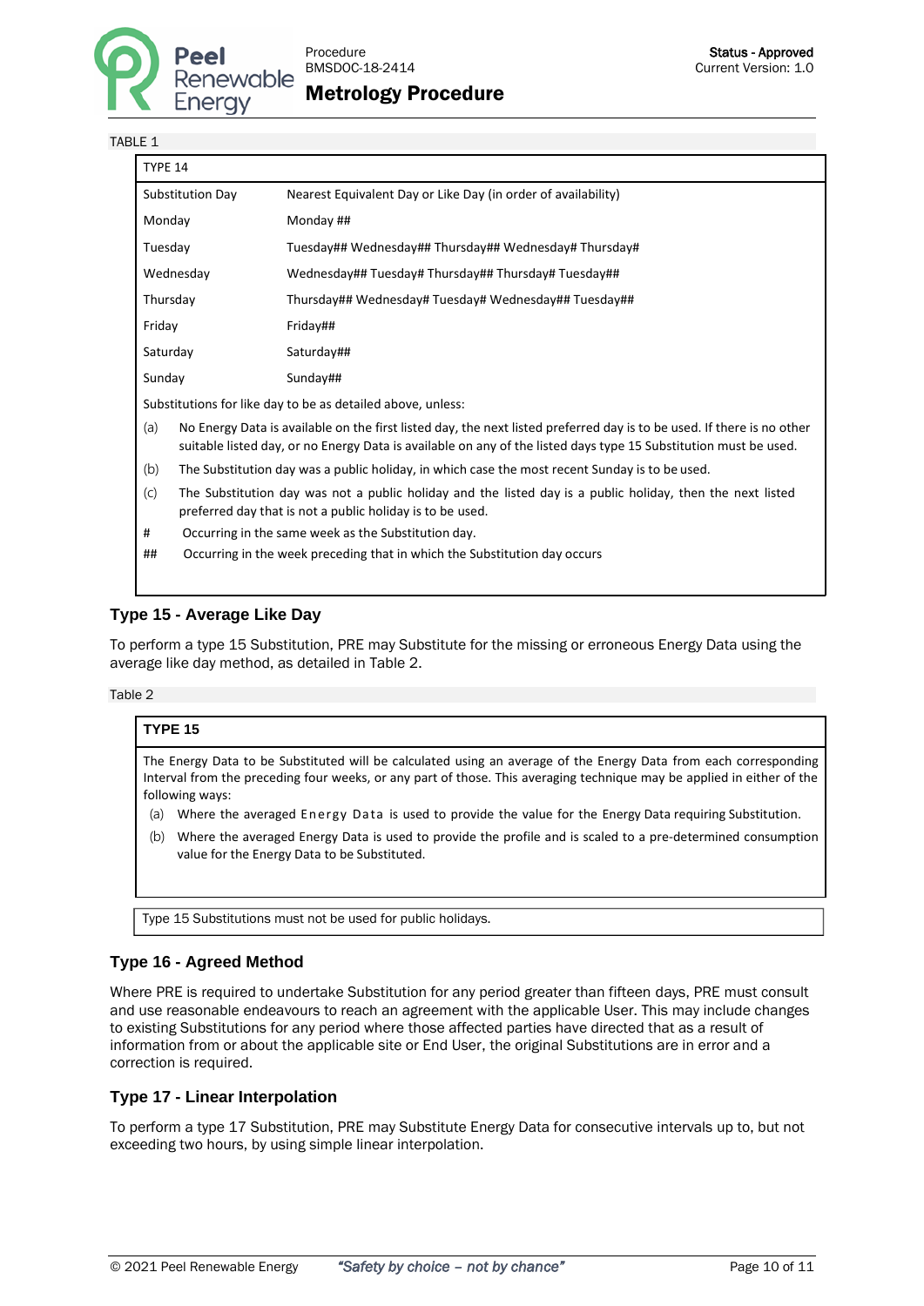TABLE 1

| TYPE 14 | |
|---|---|
| Substitution Day | Nearest Equivalent Day or Like Day (in order of availability) |
| Monday | Monday ## |
| Tuesday | Tuesday## Wednesday## Thursday## Wednesday# Thursday# |
| Wednesday | Wednesday## Tuesday# Thursday## Thursday# Tuesday## |
| Thursday | Thursday## Wednesday# Tuesday# Wednesday## Tuesday## |
| Friday | Friday## |
| Saturday | Saturday## |
| Sunday | Sunday## |

Substitutions for like day to be as detailed above, unless:

(a) No Energy Data is available on the first listed day, the next listed preferred day is to be used. If there is no other suitable listed day, or no Energy Data is available on any of the listed days type 15 Substitution must be used.

(b) The Substitution day was a public holiday, in which case the most recent Sunday is to be used.

(c) The Substitution day was not a public holiday and the listed day is a public holiday, then the next listed preferred day that is not a public holiday is to be used.

# Occurring in the same week as the Substitution day.

## Occurring in the week preceding that in which the Substitution day occurs

## Type 15 - Average Like Day

To perform a type 15 Substitution, PRE may Substitute for the missing or erroneous Energy Data using the average like day method, as detailed in Table 2.

Table 2

**TYPE 15**

The Energy Data to be Substituted will be calculated using an average of the Energy Data from each corresponding Interval from the preceding four weeks, or any part of those. This averaging technique may be applied in either of the following ways:

(a) Where the averaged Energy Data is used to provide the value for the Energy Data requiring Substitution.

(b) Where the averaged Energy Data is used to provide the profile and is scaled to a pre-determined consumption value for the Energy Data to be Substituted.

Type 15 Substitutions must not be used for public holidays.

## Type 16 - Agreed Method

Where PRE is required to undertake Substitution for any period greater than fifteen days, PRE must consult and use reasonable endeavours to reach an agreement with the applicable User. This may include changes to existing Substitutions for any period where those affected parties have directed that as a result of information from or about the applicable site or End User, the original Substitutions are in error and a correction is required.

## Type 17 - Linear Interpolation

To perform a type 17 Substitution, PRE may Substitute Energy Data for consecutive intervals up to, but not exceeding two hours, by using simple linear interpolation.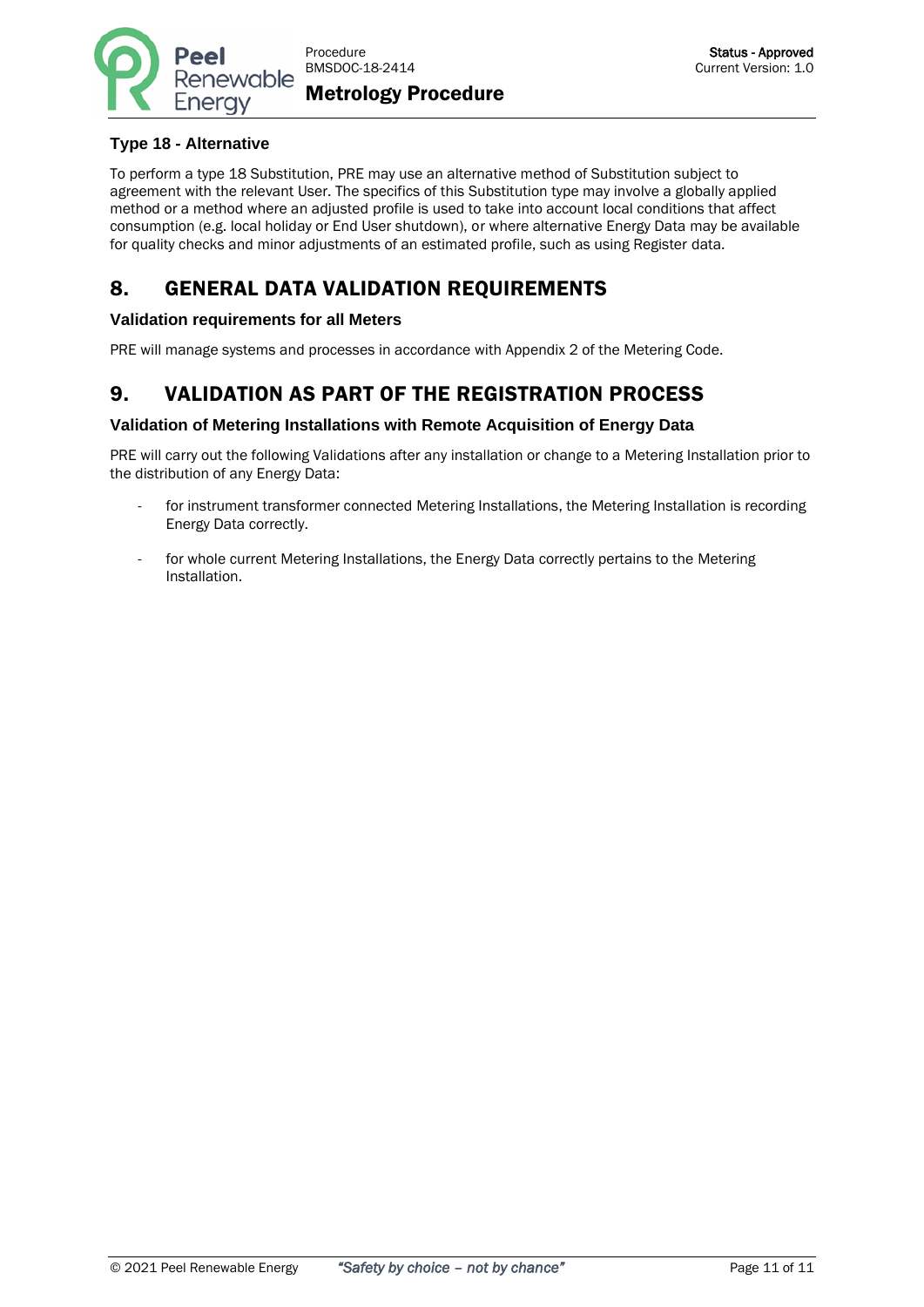### Type 18 - Alternative

To perform a type 18 Substitution, PRE may use an alternative method of Substitution subject to agreement with the relevant User. The specifics of this Substitution type may involve a globally applied method or a method where an adjusted profile is used to take into account local conditions that affect consumption (e.g. local holiday or End User shutdown), or where alternative Energy Data may be available for quality checks and minor adjustments of an estimated profile, such as using Register data.

## 8. GENERAL DATA VALIDATION REQUIREMENTS

### Validation requirements for all Meters

PRE will manage systems and processes in accordance with Appendix 2 of the Metering Code.

## 9. VALIDATION AS PART OF THE REGISTRATION PROCESS

### Validation of Metering Installations with Remote Acquisition of Energy Data

PRE will carry out the following Validations after any installation or change to a Metering Installation prior to the distribution of any Energy Data:

- for instrument transformer connected Metering Installations, the Metering Installation is recording Energy Data correctly.
- for whole current Metering Installations, the Energy Data correctly pertains to the Metering Installation.